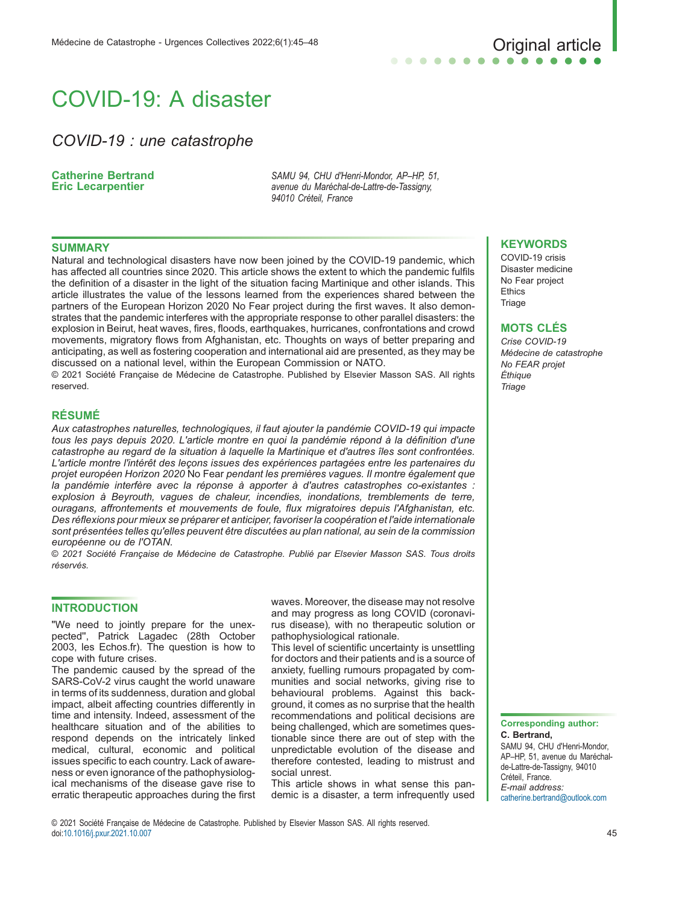Original article

# COVID-19: A disaster

## *COVID-19 : une catastrophe*

**Catherine Bertrand**
**Eric Lecarpentier**

*SAMU 94, CHU d'Henri-Mondor, AP–HP, 51, avenue du Maréchal-de-Lattre-de-Tassigny, 94010 Créteil, France*

### SUMMARY

Natural and technological disasters have now been joined by the COVID-19 pandemic, which has affected all countries since 2020. This article shows the extent to which the pandemic fulfils the definition of a disaster in the light of the situation facing Martinique and other islands. This article illustrates the value of the lessons learned from the experiences shared between the partners of the European Horizon 2020 No Fear project during the first waves. It also demonstrates that the pandemic interferes with the appropriate response to other parallel disasters: the explosion in Beirut, heat waves, fires, floods, earthquakes, hurricanes, confrontations and crowd movements, migratory flows from Afghanistan, etc. Thoughts on ways of better preparing and anticipating, as well as fostering cooperation and international aid are presented, as they may be discussed on a national level, within the European Commission or NATO.

© 2021 Société Française de Médecine de Catastrophe. Published by Elsevier Masson SAS. All rights reserved.

### KEYWORDS

COVID-19 crisis
Disaster medicine
No Fear project
Ethics
Triage

### RÉSUMÉ

*Aux catastrophes naturelles, technologiques, il faut ajouter la pandémie COVID-19 qui impacte tous les pays depuis 2020. L'article montre en quoi la pandémie répond à la définition d'une catastrophe au regard de la situation à laquelle la Martinique et d'autres îles sont confrontées. L'article montre l'intérêt des leçons issues des expériences partagées entre les partenaires du projet européen Horizon 2020* No Fear *pendant les premières vagues. Il montre également que la pandémie interfère avec la réponse à apporter à d'autres catastrophes co-existantes : explosion à Beyrouth, vagues de chaleur, incendies, inondations, tremblements de terre, ouragans, affrontements et mouvements de foule, flux migratoires depuis l'Afghanistan, etc. Des réflexions pour mieux se préparer et anticiper, favoriser la coopération et l'aide internationale sont présentées telles qu'elles peuvent être discutées au plan national, au sein de la commission européenne ou de l'OTAN.*

*© 2021 Société Française de Médecine de Catastrophe. Publié par Elsevier Masson SAS. Tous droits réservés.*

### MOTS CLÉS

*Crise COVID-19*
*Médecine de catastrophe*
*No FEAR projet*
*Éthique*
*Triage*

## INTRODUCTION

"We need to jointly prepare for the unexpected", Patrick Lagadec (28th October 2003, les Echos.fr). The question is how to cope with future crises.

The pandemic caused by the spread of the SARS-CoV-2 virus caught the world unaware in terms of its suddenness, duration and global impact, albeit affecting countries differently in time and intensity. Indeed, assessment of the healthcare situation and of the abilities to respond depends on the intricately linked medical, cultural, economic and political issues specific to each country. Lack of awareness or even ignorance of the pathophysiological mechanisms of the disease gave rise to erratic therapeutic approaches during the first waves. Moreover, the disease may not resolve and may progress as long COVID (coronavirus disease), with no therapeutic solution or pathophysiological rationale.

This level of scientific uncertainty is unsettling for doctors and their patients and is a source of anxiety, fuelling rumours propagated by communities and social networks, giving rise to behavioural problems. Against this background, it comes as no surprise that the health recommendations and political decisions are being challenged, which are sometimes questionable since there are out of step with the unpredictable evolution of the disease and therefore contested, leading to mistrust and social unrest.

This article shows in what sense this pandemic is a disaster, a term infrequently used

**Corresponding author:**
**C. Bertrand,**
SAMU 94, CHU d'Henri-Mondor, AP–HP, 51, avenue du Maréchal-de-Lattre-de-Tassigny, 94010 Créteil, France.
*E-mail address:* catherine.bertrand@outlook.com

© 2021 Société Française de Médecine de Catastrophe. Published by Elsevier Masson SAS. All rights reserved.
doi:10.1016/j.pxur.2021.10.007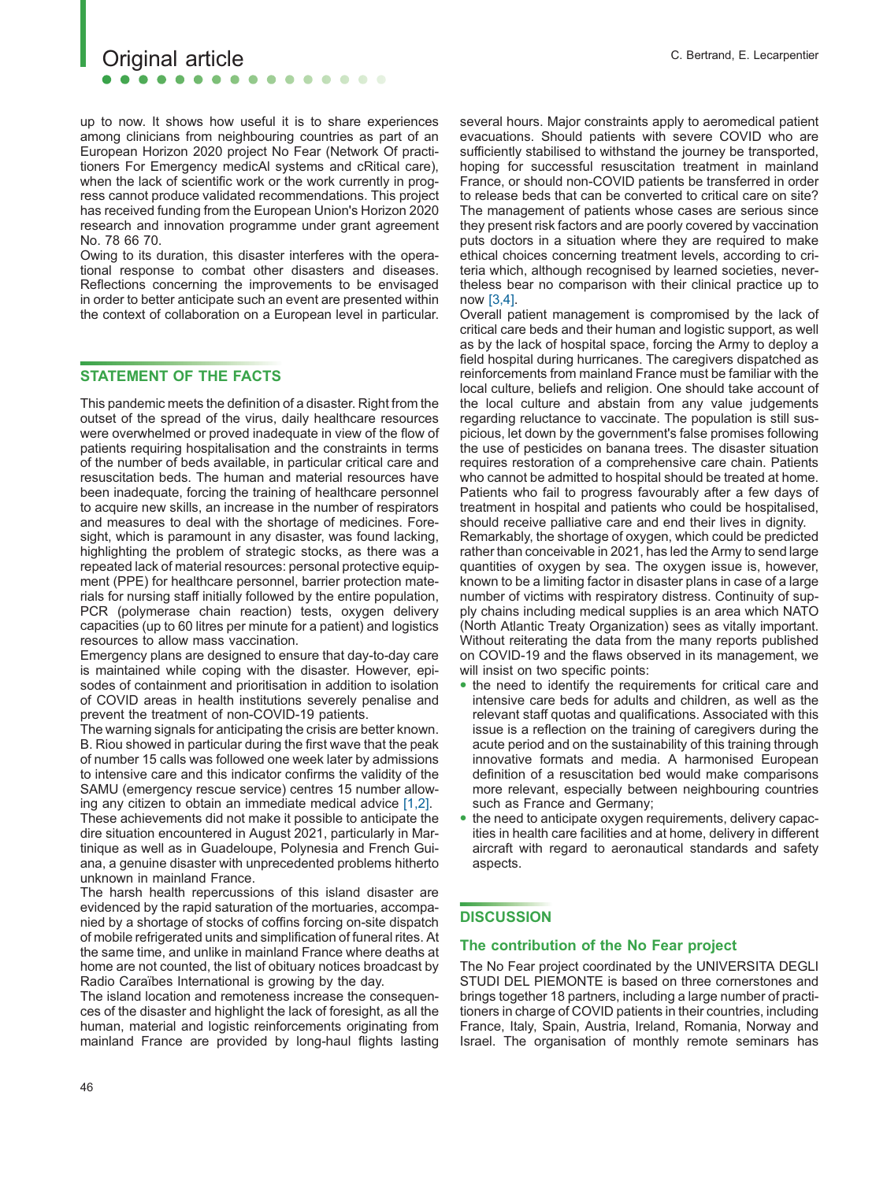up to now. It shows how useful it is to share experiences among clinicians from neighbouring countries as part of an European Horizon 2020 project No Fear (Network Of practitioners For Emergency medicAl systems and cRitical care), when the lack of scientific work or the work currently in progress cannot produce validated recommendations. This project has received funding from the European Union's Horizon 2020 research and innovation programme under grant agreement No. 78 66 70.

Owing to its duration, this disaster interferes with the operational response to combat other disasters and diseases. Reflections concerning the improvements to be envisaged in order to better anticipate such an event are presented within the context of collaboration on a European level in particular.

## STATEMENT OF THE FACTS

This pandemic meets the definition of a disaster. Right from the outset of the spread of the virus, daily healthcare resources were overwhelmed or proved inadequate in view of the flow of patients requiring hospitalisation and the constraints in terms of the number of beds available, in particular critical care and resuscitation beds. The human and material resources have been inadequate, forcing the training of healthcare personnel to acquire new skills, an increase in the number of respirators and measures to deal with the shortage of medicines. Foresight, which is paramount in any disaster, was found lacking, highlighting the problem of strategic stocks, as there was a repeated lack of material resources: personal protective equipment (PPE) for healthcare personnel, barrier protection materials for nursing staff initially followed by the entire population, PCR (polymerase chain reaction) tests, oxygen delivery capacities (up to 60 litres per minute for a patient) and logistics resources to allow mass vaccination.

Emergency plans are designed to ensure that day-to-day care is maintained while coping with the disaster. However, episodes of containment and prioritisation in addition to isolation of COVID areas in health institutions severely penalise and prevent the treatment of non-COVID-19 patients.

The warning signals for anticipating the crisis are better known. B. Riou showed in particular during the first wave that the peak of number 15 calls was followed one week later by admissions to intensive care and this indicator confirms the validity of the SAMU (emergency rescue service) centres 15 number allowing any citizen to obtain an immediate medical advice [1,2].

These achievements did not make it possible to anticipate the dire situation encountered in August 2021, particularly in Martinique as well as in Guadeloupe, Polynesia and French Guiana, a genuine disaster with unprecedented problems hitherto unknown in mainland France.

The harsh health repercussions of this island disaster are evidenced by the rapid saturation of the mortuaries, accompanied by a shortage of stocks of coffins forcing on-site dispatch of mobile refrigerated units and simplification of funeral rites. At the same time, and unlike in mainland France where deaths at home are not counted, the list of obituary notices broadcast by Radio Caraïbes International is growing by the day.

The island location and remoteness increase the consequences of the disaster and highlight the lack of foresight, as all the human, material and logistic reinforcements originating from mainland France are provided by long-haul flights lasting several hours. Major constraints apply to aeromedical patient evacuations. Should patients with severe COVID who are sufficiently stabilised to withstand the journey be transported, hoping for successful resuscitation treatment in mainland France, or should non-COVID patients be transferred in order to release beds that can be converted to critical care on site? The management of patients whose cases are serious since they present risk factors and are poorly covered by vaccination puts doctors in a situation where they are required to make ethical choices concerning treatment levels, according to criteria which, although recognised by learned societies, nevertheless bear no comparison with their clinical practice up to now [3,4].

Overall patient management is compromised by the lack of critical care beds and their human and logistic support, as well as by the lack of hospital space, forcing the Army to deploy a field hospital during hurricanes. The caregivers dispatched as reinforcements from mainland France must be familiar with the local culture, beliefs and religion. One should take account of the local culture and abstain from any value judgements regarding reluctance to vaccinate. The population is still suspicious, let down by the government's false promises following the use of pesticides on banana trees. The disaster situation requires restoration of a comprehensive care chain. Patients who cannot be admitted to hospital should be treated at home. Patients who fail to progress favourably after a few days of treatment in hospital and patients who could be hospitalised, should receive palliative care and end their lives in dignity.

Remarkably, the shortage of oxygen, which could be predicted rather than conceivable in 2021, has led the Army to send large quantities of oxygen by sea. The oxygen issue is, however, known to be a limiting factor in disaster plans in case of a large number of victims with respiratory distress. Continuity of supply chains including medical supplies is an area which NATO (North Atlantic Treaty Organization) sees as vitally important. Without reiterating the data from the many reports published on COVID-19 and the flaws observed in its management, we will insist on two specific points:

- the need to identify the requirements for critical care and intensive care beds for adults and children, as well as the relevant staff quotas and qualifications. Associated with this issue is a reflection on the training of caregivers during the acute period and on the sustainability of this training through innovative formats and media. A harmonised European definition of a resuscitation bed would make comparisons more relevant, especially between neighbouring countries such as France and Germany;
- the need to anticipate oxygen requirements, delivery capacities in health care facilities and at home, delivery in different aircraft with regard to aeronautical standards and safety aspects.

## DISCUSSION

### The contribution of the No Fear project

The No Fear project coordinated by the UNIVERSITA DEGLI STUDI DEL PIEMONTE is based on three cornerstones and brings together 18 partners, including a large number of practitioners in charge of COVID patients in their countries, including France, Italy, Spain, Austria, Ireland, Romania, Norway and Israel. The organisation of monthly remote seminars has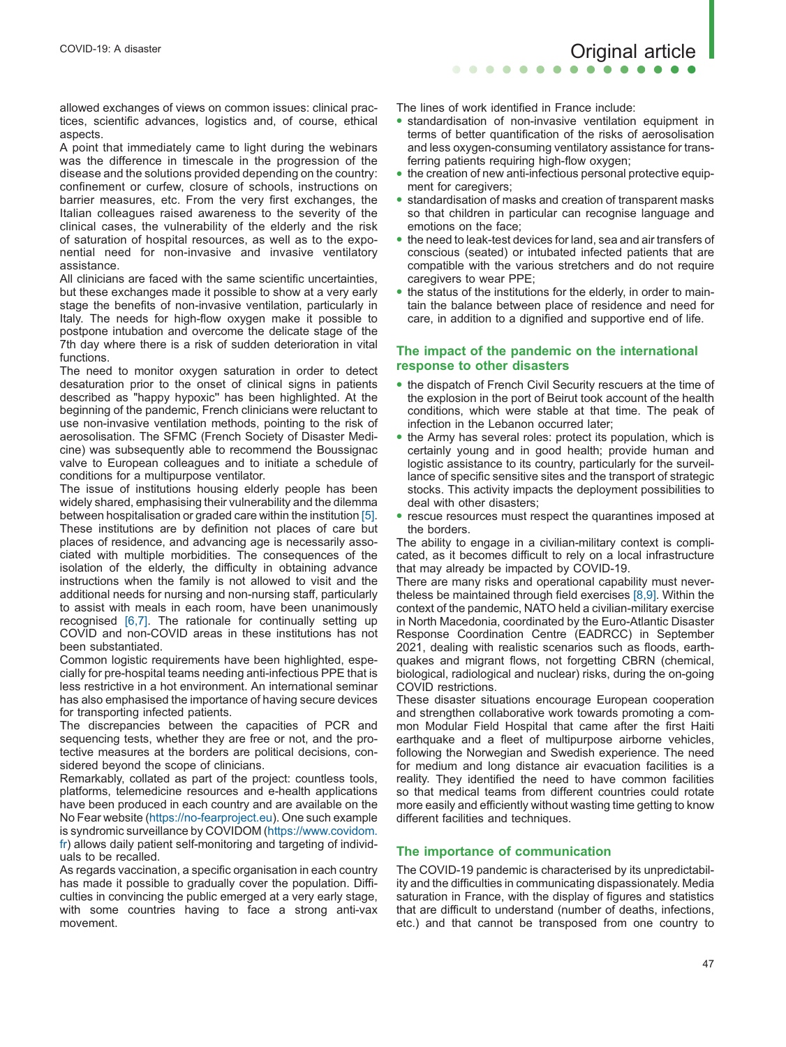allowed exchanges of views on common issues: clinical practices, scientific advances, logistics and, of course, ethical aspects.

A point that immediately came to light during the webinars was the difference in timescale in the progression of the disease and the solutions provided depending on the country: confinement or curfew, closure of schools, instructions on barrier measures, etc. From the very first exchanges, the Italian colleagues raised awareness to the severity of the clinical cases, the vulnerability of the elderly and the risk of saturation of hospital resources, as well as to the exponential need for non-invasive and invasive ventilatory assistance.

All clinicians are faced with the same scientific uncertainties, but these exchanges made it possible to show at a very early stage the benefits of non-invasive ventilation, particularly in Italy. The needs for high-flow oxygen make it possible to postpone intubation and overcome the delicate stage of the 7th day where there is a risk of sudden deterioration in vital functions.

The need to monitor oxygen saturation in order to detect desaturation prior to the onset of clinical signs in patients described as "happy hypoxic" has been highlighted. At the beginning of the pandemic, French clinicians were reluctant to use non-invasive ventilation methods, pointing to the risk of aerosolisation. The SFMC (French Society of Disaster Medicine) was subsequently able to recommend the Boussignac valve to European colleagues and to initiate a schedule of conditions for a multipurpose ventilator.

The issue of institutions housing elderly people has been widely shared, emphasising their vulnerability and the dilemma between hospitalisation or graded care within the institution [5]. These institutions are by definition not places of care but places of residence, and advancing age is necessarily associated with multiple morbidities. The consequences of the isolation of the elderly, the difficulty in obtaining advance instructions when the family is not allowed to visit and the additional needs for nursing and non-nursing staff, particularly to assist with meals in each room, have been unanimously recognised [6,7]. The rationale for continually setting up COVID and non-COVID areas in these institutions has not been substantiated.

Common logistic requirements have been highlighted, especially for pre-hospital teams needing anti-infectious PPE that is less restrictive in a hot environment. An international seminar has also emphasised the importance of having secure devices for transporting infected patients.

The discrepancies between the capacities of PCR and sequencing tests, whether they are free or not, and the protective measures at the borders are political decisions, considered beyond the scope of clinicians.

Remarkably, collated as part of the project: countless tools, platforms, telemedicine resources and e-health applications have been produced in each country and are available on the No Fear website (https://no-fearproject.eu). One such example is syndromic surveillance by COVIDOM (https://www.covidom.fr) allows daily patient self-monitoring and targeting of individuals to be recalled.

As regards vaccination, a specific organisation in each country has made it possible to gradually cover the population. Difficulties in convincing the public emerged at a very early stage, with some countries having to face a strong anti-vax movement.

The lines of work identified in France include:

- standardisation of non-invasive ventilation equipment in terms of better quantification of the risks of aerosolisation and less oxygen-consuming ventilatory assistance for transferring patients requiring high-flow oxygen;
- the creation of new anti-infectious personal protective equipment for caregivers;
- standardisation of masks and creation of transparent masks so that children in particular can recognise language and emotions on the face;
- the need to leak-test devices for land, sea and air transfers of conscious (seated) or intubated infected patients that are compatible with the various stretchers and do not require caregivers to wear PPE;
- the status of the institutions for the elderly, in order to maintain the balance between place of residence and need for care, in addition to a dignified and supportive end of life.

## The impact of the pandemic on the international response to other disasters

- the dispatch of French Civil Security rescuers at the time of the explosion in the port of Beirut took account of the health conditions, which were stable at that time. The peak of infection in the Lebanon occurred later;
- the Army has several roles: protect its population, which is certainly young and in good health; provide human and logistic assistance to its country, particularly for the surveillance of specific sensitive sites and the transport of strategic stocks. This activity impacts the deployment possibilities to deal with other disasters;
- rescue resources must respect the quarantines imposed at the borders.

The ability to engage in a civilian-military context is complicated, as it becomes difficult to rely on a local infrastructure that may already be impacted by COVID-19.

There are many risks and operational capability must nevertheless be maintained through field exercises [8,9]. Within the context of the pandemic, NATO held a civilian-military exercise in North Macedonia, coordinated by the Euro-Atlantic Disaster Response Coordination Centre (EADRCC) in September 2021, dealing with realistic scenarios such as floods, earthquakes and migrant flows, not forgetting CBRN (chemical, biological, radiological and nuclear) risks, during the on-going COVID restrictions.

These disaster situations encourage European cooperation and strengthen collaborative work towards promoting a common Modular Field Hospital that came after the first Haiti earthquake and a fleet of multipurpose airborne vehicles, following the Norwegian and Swedish experience. The need for medium and long distance air evacuation facilities is a reality. They identified the need to have common facilities so that medical teams from different countries could rotate more easily and efficiently without wasting time getting to know different facilities and techniques.

## The importance of communication

The COVID-19 pandemic is characterised by its unpredictability and the difficulties in communicating dispassionately. Media saturation in France, with the display of figures and statistics that are difficult to understand (number of deaths, infections, etc.) and that cannot be transposed from one country to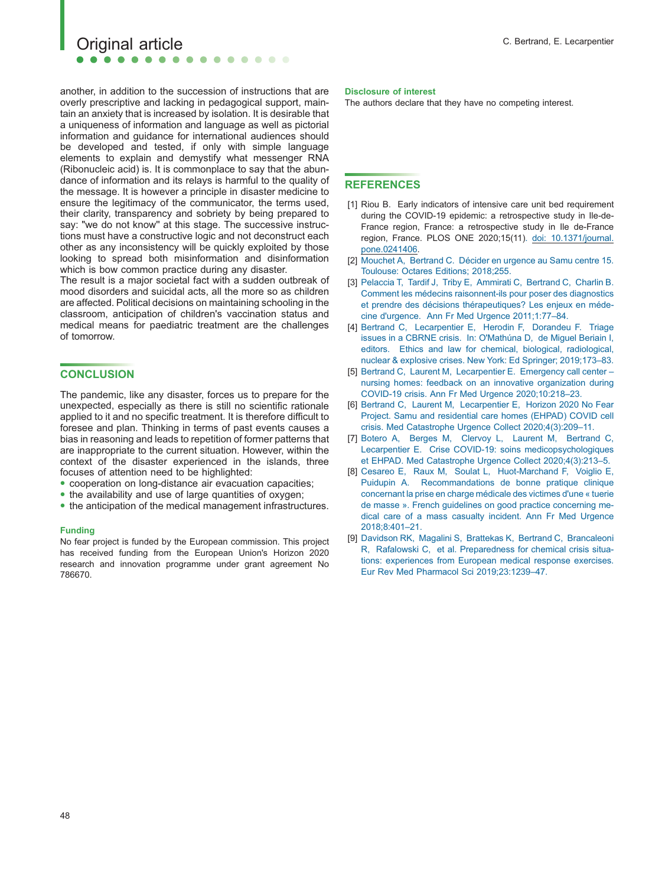another, in addition to the succession of instructions that are overly prescriptive and lacking in pedagogical support, maintain an anxiety that is increased by isolation. It is desirable that a uniqueness of information and language as well as pictorial information and guidance for international audiences should be developed and tested, if only with simple language elements to explain and demystify what messenger RNA (Ribonucleic acid) is. It is commonplace to say that the abundance of information and its relays is harmful to the quality of the message. It is however a principle in disaster medicine to ensure the legitimacy of the communicator, the terms used, their clarity, transparency and sobriety by being prepared to say: "we do not know" at this stage. The successive instructions must have a constructive logic and not deconstruct each other as any inconsistency will be quickly exploited by those looking to spread both misinformation and disinformation which is bow common practice during any disaster.

The result is a major societal fact with a sudden outbreak of mood disorders and suicidal acts, all the more so as children are affected. Political decisions on maintaining schooling in the classroom, anticipation of children's vaccination status and medical means for paediatric treatment are the challenges of tomorrow.

## CONCLUSION

The pandemic, like any disaster, forces us to prepare for the unexpected, especially as there is still no scientific rationale applied to it and no specific treatment. It is therefore difficult to foresee and plan. Thinking in terms of past events causes a bias in reasoning and leads to repetition of former patterns that are inappropriate to the current situation. However, within the context of the disaster experienced in the islands, three focuses of attention need to be highlighted:

- cooperation on long-distance air evacuation capacities;
- the availability and use of large quantities of oxygen;
- the anticipation of the medical management infrastructures.

### Funding

No fear project is funded by the European commission. This project has received funding from the European Union's Horizon 2020 research and innovation programme under grant agreement No 786670.

### Disclosure of interest

The authors declare that they have no competing interest.

## REFERENCES

[1] Riou B. Early indicators of intensive care unit bed requirement during the COVID-19 epidemic: a retrospective study in Ile-de-France region, France: a retrospective study in Ile de-France region, France. PLOS ONE 2020;15(11). doi: 10.1371/journal.pone.0241406.

[2] Mouchet A, Bertrand C. Décider en urgence au Samu centre 15. Toulouse: Octares Editions; 2018;255.

[3] Pelaccia T, Tardif J, Triby E, Ammirati C, Bertrand C, Charlin B. Comment les médecins raisonnent-ils pour poser des diagnostics et prendre des décisions thérapeutiques? Les enjeux en médecine d'urgence. Ann Fr Med Urgence 2011;1:77–84.

[4] Bertrand C, Lecarpentier E, Herodin F, Dorandeu F. Triage issues in a CBRNE crisis. In: O'Mathúna D, de Miguel Beriain I, editors. Ethics and law for chemical, biological, radiological, nuclear & explosive crises. New York: Ed Springer; 2019;173–83.

[5] Bertrand C, Laurent M, Lecarpentier E. Emergency call center – nursing homes: feedback on an innovative organization during COVID-19 crisis. Ann Fr Med Urgence 2020;10:218–23.

[6] Bertrand C, Laurent M, Lecarpentier E, Horizon 2020 No Fear Project. Samu and residential care homes (EHPAD) COVID cell crisis. Med Catastrophe Urgence Collect 2020;4(3):209–11.

[7] Botero A, Berges M, Clervoy L, Laurent M, Bertrand C, Lecarpentier E. Crise COVID-19: soins medicopsychologiques et EHPAD. Med Catastrophe Urgence Collect 2020;4(3):213–5.

[8] Cesareo E, Raux M, Soulat L, Huot-Marchand F, Voiglio E, Puidupin A. Recommandations de bonne pratique clinique concernant la prise en charge médicale des victimes d'une « tuerie de masse ». French guidelines on good practice concerning medical care of a mass casualty incident. Ann Fr Med Urgence 2018;8:401–21.

[9] Davidson RK, Magalini S, Brattekas K, Bertrand C, Brancaleoni R, Rafalowski C, et al. Preparedness for chemical crisis situations: experiences from European medical response exercises. Eur Rev Med Pharmacol Sci 2019;23:1239–47.